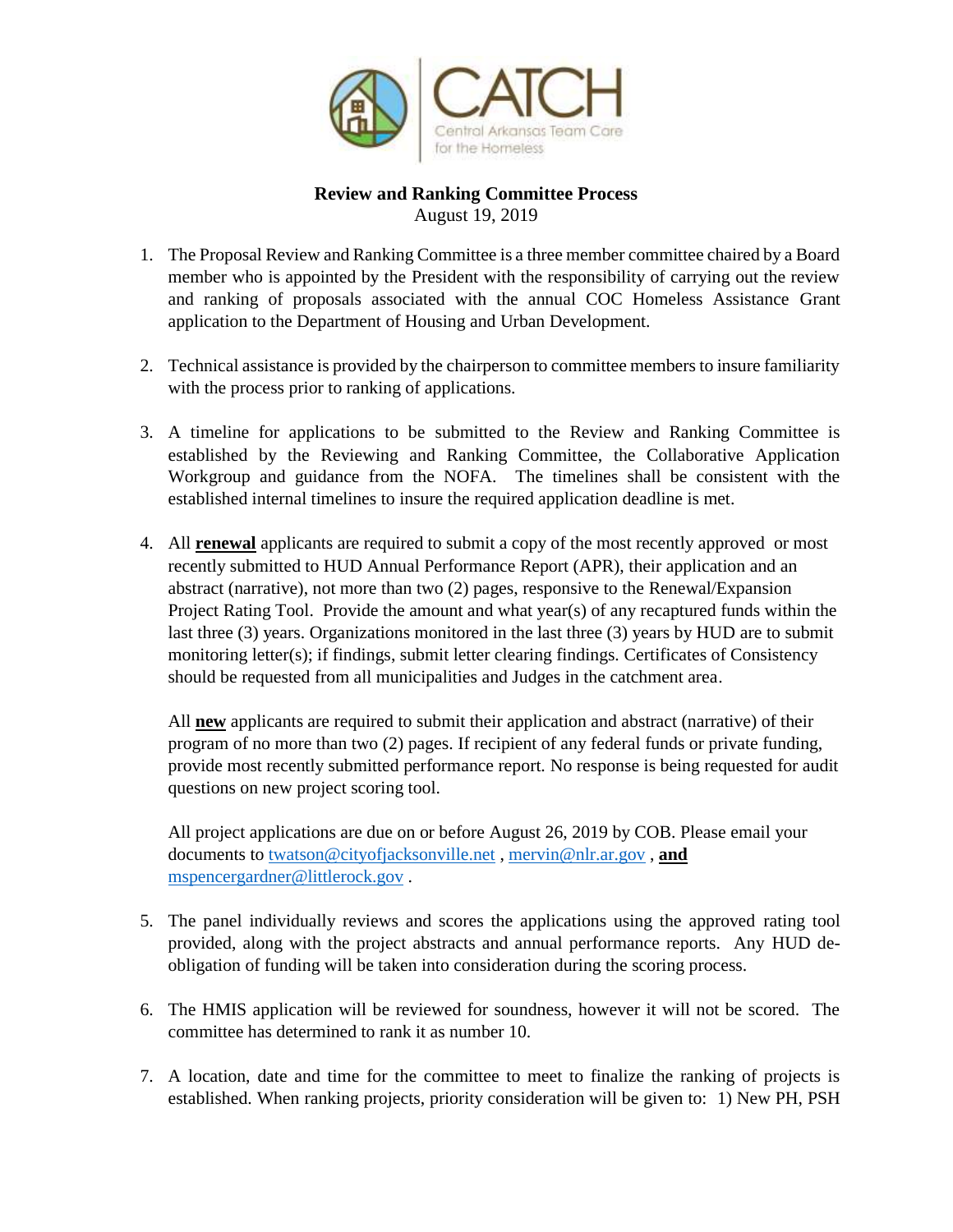CATCH

Central Arkansas Team Care for the Homeless

**Review and Ranking Committee Process**
August 19, 2019

1. The Proposal Review and Ranking Committee is a three member committee chaired by a Board member who is appointed by the President with the responsibility of carrying out the review and ranking of proposals associated with the annual COC Homeless Assistance Grant application to the Department of Housing and Urban Development.

2. Technical assistance is provided by the chairperson to committee members to insure familiarity with the process prior to ranking of applications.

3. A timeline for applications to be submitted to the Review and Ranking Committee is established by the Reviewing and Ranking Committee, the Collaborative Application Workgroup and guidance from the NOFA. The timelines shall be consistent with the established internal timelines to insure the required application deadline is met.

4. All **renewal** applicants are required to submit a copy of the most recently approved or most recently submitted to HUD Annual Performance Report (APR), their application and an abstract (narrative), not more than two (2) pages, responsive to the Renewal/Expansion Project Rating Tool. Provide the amount and what year(s) of any recaptured funds within the last three (3) years. Organizations monitored in the last three (3) years by HUD are to submit monitoring letter(s); if findings, submit letter clearing findings. Certificates of Consistency should be requested from all municipalities and Judges in the catchment area.

   All **new** applicants are required to submit their application and abstract (narrative) of their program of no more than two (2) pages. If recipient of any federal funds or private funding, provide most recently submitted performance report. No response is being requested for audit questions on new project scoring tool.

   All project applications are due on or before August 26, 2019 by COB. Please email your documents to twatson@cityofjacksonville.net , mervin@nlr.ar.gov , **and** mspencergardner@littlerock.gov .

5. The panel individually reviews and scores the applications using the approved rating tool provided, along with the project abstracts and annual performance reports. Any HUD de-obligation of funding will be taken into consideration during the scoring process.

6. The HMIS application will be reviewed for soundness, however it will not be scored. The committee has determined to rank it as number 10.

7. A location, date and time for the committee to meet to finalize the ranking of projects is established. When ranking projects, priority consideration will be given to: 1) New PH, PSH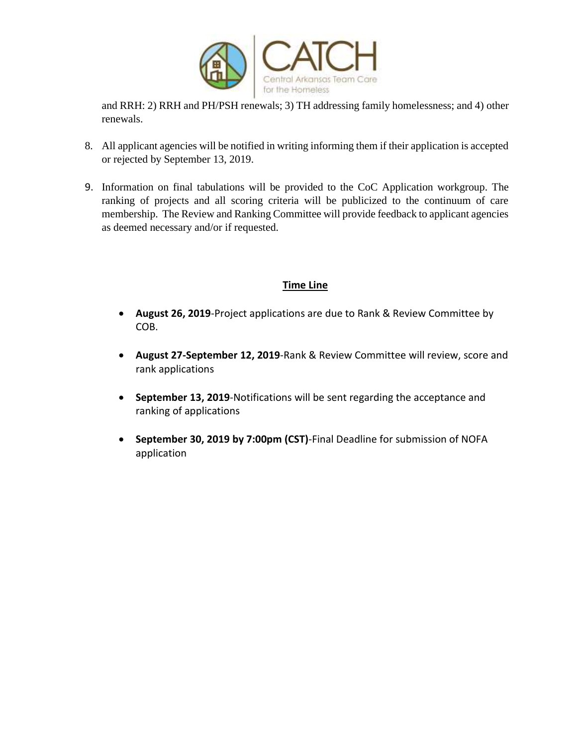and RRH: 2) RRH and PH/PSH renewals; 3) TH addressing family homelessness; and 4) other renewals.

8. All applicant agencies will be notified in writing informing them if their application is accepted or rejected by September 13, 2019.

9. Information on final tabulations will be provided to the CoC Application workgroup. The ranking of projects and all scoring criteria will be publicized to the continuum of care membership. The Review and Ranking Committee will provide feedback to applicant agencies as deemed necessary and/or if requested.

## Time Line

- **August 26, 2019**-Project applications are due to Rank & Review Committee by COB.
- **August 27-September 12, 2019**-Rank & Review Committee will review, score and rank applications
- **September 13, 2019**-Notifications will be sent regarding the acceptance and ranking of applications
- **September 30, 2019 by 7:00pm (CST)**-Final Deadline for submission of NOFA application